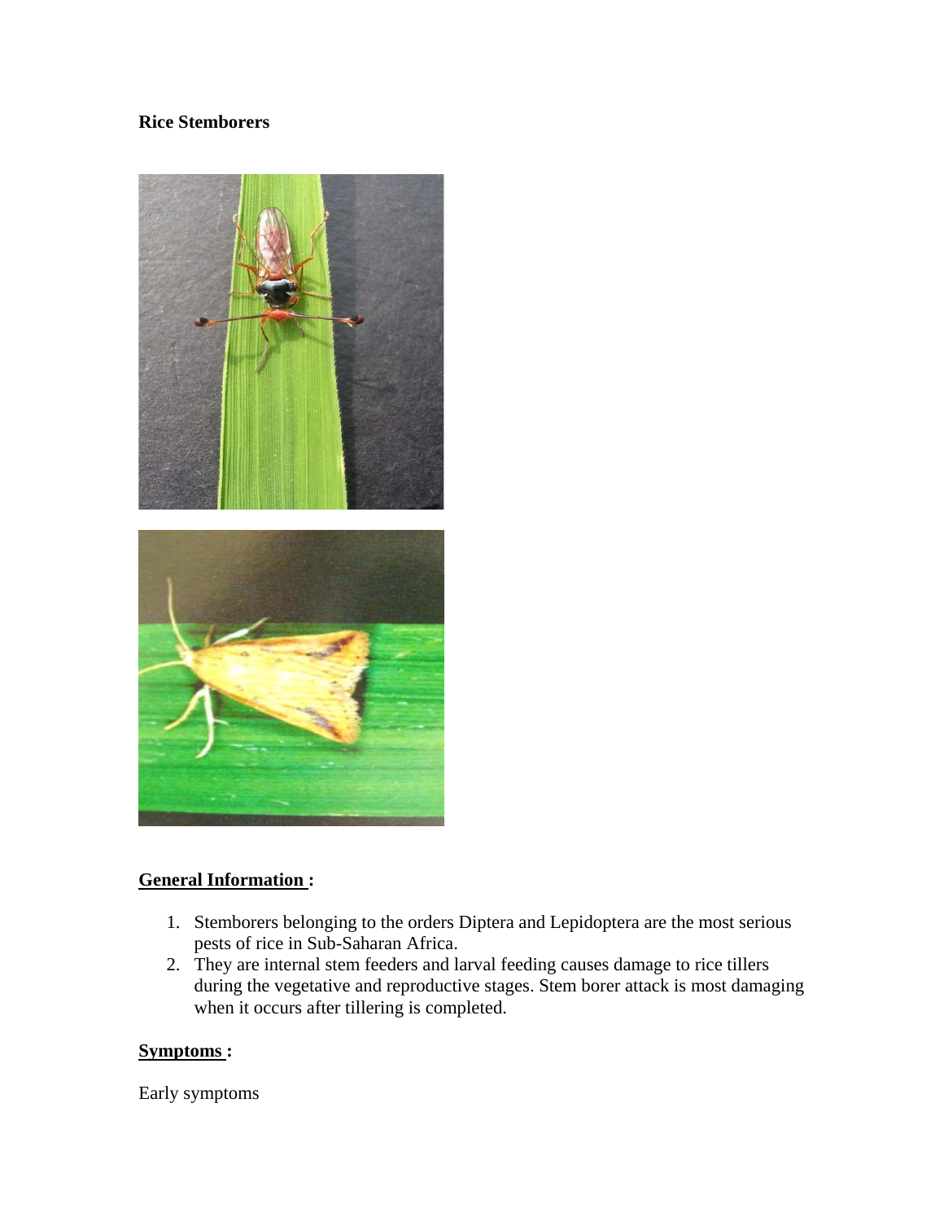**Rice Stemborers**

**General Information :**

1. Stemborers belonging to the orders Diptera and Lepidoptera are the most serious pests of rice in Sub-Saharan Africa.
2. They are internal stem feeders and larval feeding causes damage to rice tillers during the vegetative and reproductive stages. Stem borer attack is most damaging when it occurs after tillering is completed.

**Symptoms :**

Early symptoms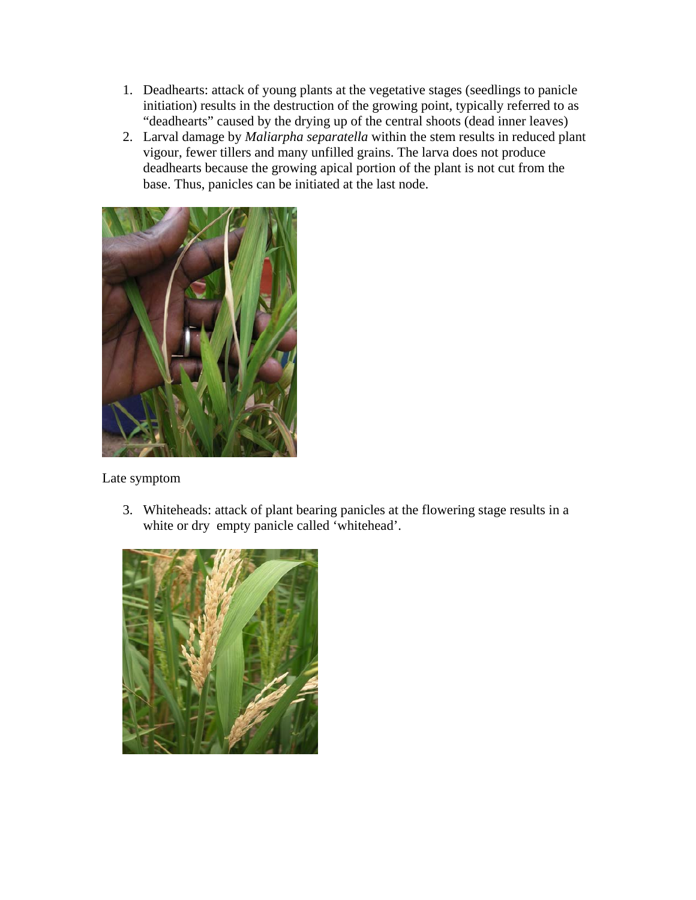1. Deadhearts: attack of young plants at the vegetative stages (seedlings to panicle initiation) results in the destruction of the growing point, typically referred to as "deadhearts" caused by the drying up of the central shoots (dead inner leaves)
2. Larval damage by *Maliarpha separatella* within the stem results in reduced plant vigour, fewer tillers and many unfilled grains. The larva does not produce deadhearts because the growing apical portion of the plant is not cut from the base. Thus, panicles can be initiated at the last node.

Late symptom

3. Whiteheads: attack of plant bearing panicles at the flowering stage results in a white or dry empty panicle called 'whitehead'.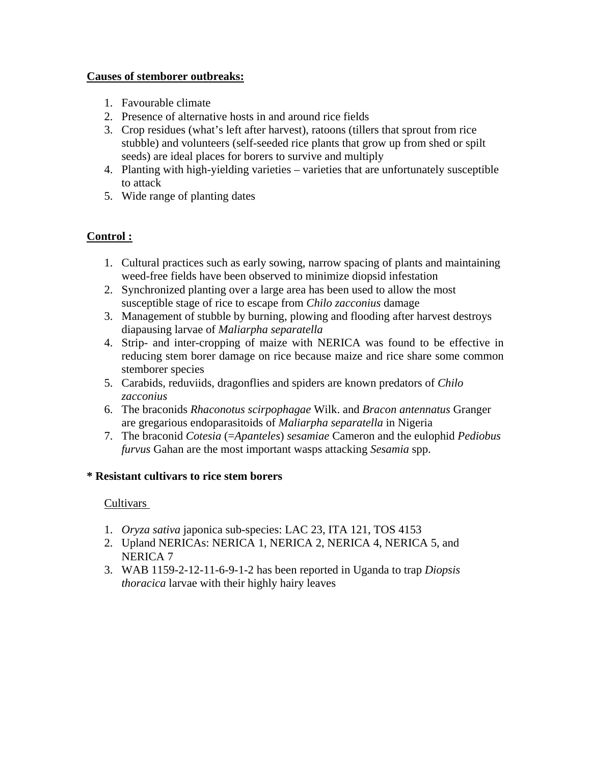**Causes of stemborer outbreaks:**

1. Favourable climate
2. Presence of alternative hosts in and around rice fields
3. Crop residues (what's left after harvest), ratoons (tillers that sprout from rice stubble) and volunteers (self-seeded rice plants that grow up from shed or spilt seeds) are ideal places for borers to survive and multiply
4. Planting with high-yielding varieties – varieties that are unfortunately susceptible to attack
5. Wide range of planting dates

**Control :**

1. Cultural practices such as early sowing, narrow spacing of plants and maintaining weed-free fields have been observed to minimize diopsid infestation
2. Synchronized planting over a large area has been used to allow the most susceptible stage of rice to escape from *Chilo zacconius* damage
3. Management of stubble by burning, plowing and flooding after harvest destroys diapausing larvae of *Maliarpha separatella*
4. Strip- and inter-cropping of maize with NERICA was found to be effective in reducing stem borer damage on rice because maize and rice share some common stemborer species
5. Carabids, reduviids, dragonflies and spiders are known predators of *Chilo zacconius*
6. The braconids *Rhaconotus scirpophagae* Wilk. and *Bracon antennatus* Granger are gregarious endoparasitoids of *Maliarpha separatella* in Nigeria
7. The braconid *Cotesia* (=*Apanteles*) *sesamiae* Cameron and the eulophid *Pediobus furvus* Gahan are the most important wasps attacking *Sesamia* spp.

**\* Resistant cultivars to rice stem borers**

Cultivars

1. *Oryza sativa* japonica sub-species: LAC 23, ITA 121, TOS 4153
2. Upland NERICAs: NERICA 1, NERICA 2, NERICA 4, NERICA 5, and NERICA 7
3. WAB 1159-2-12-11-6-9-1-2 has been reported in Uganda to trap *Diopsis thoracica* larvae with their highly hairy leaves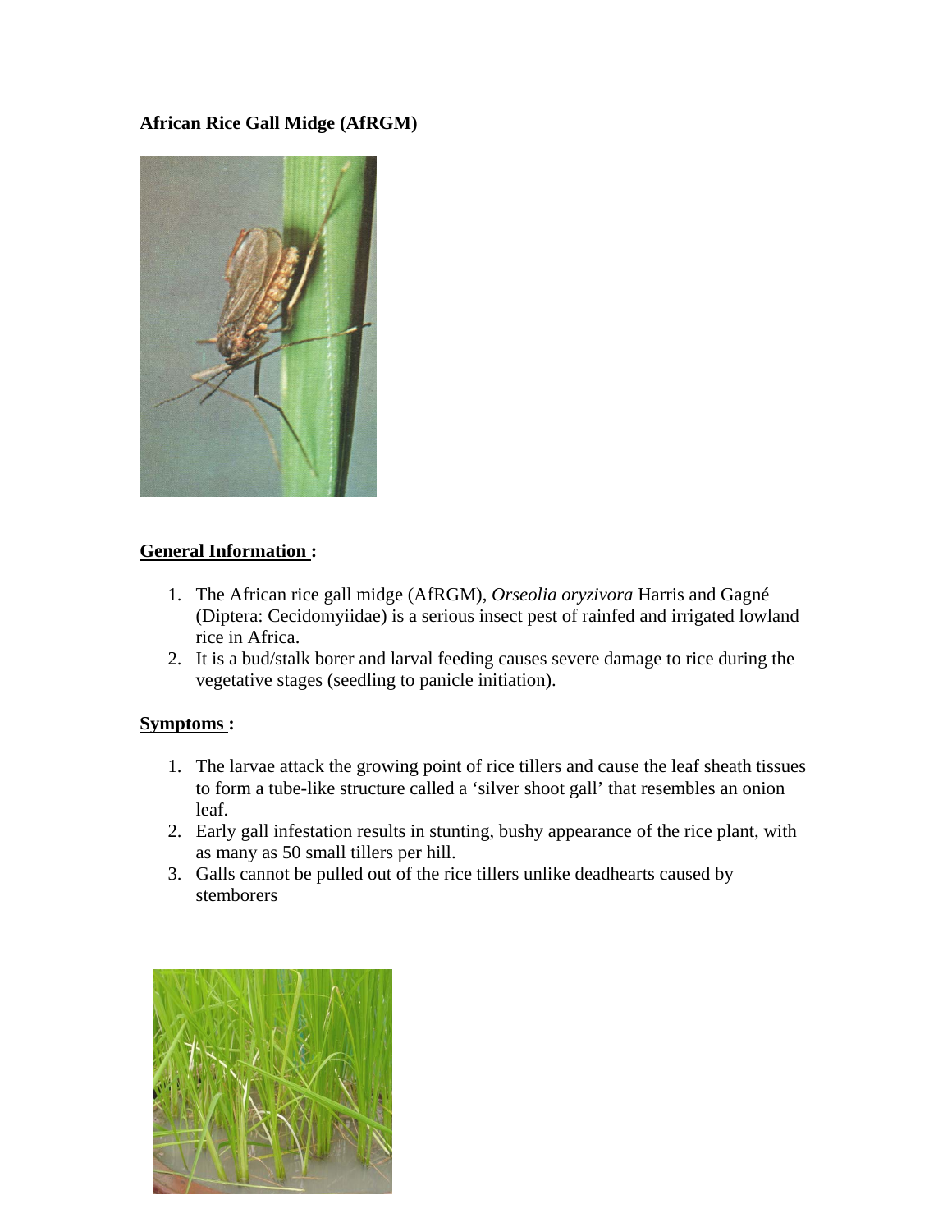**African Rice Gall Midge (AfRGM)**

**General Information :**

1. The African rice gall midge (AfRGM), *Orseolia oryzivora* Harris and Gagné (Diptera: Cecidomyiidae) is a serious insect pest of rainfed and irrigated lowland rice in Africa.
2. It is a bud/stalk borer and larval feeding causes severe damage to rice during the vegetative stages (seedling to panicle initiation).

**Symptoms :**

1. The larvae attack the growing point of rice tillers and cause the leaf sheath tissues to form a tube-like structure called a 'silver shoot gall' that resembles an onion leaf.
2. Early gall infestation results in stunting, bushy appearance of the rice plant, with as many as 50 small tillers per hill.
3. Galls cannot be pulled out of the rice tillers unlike deadhearts caused by stemborers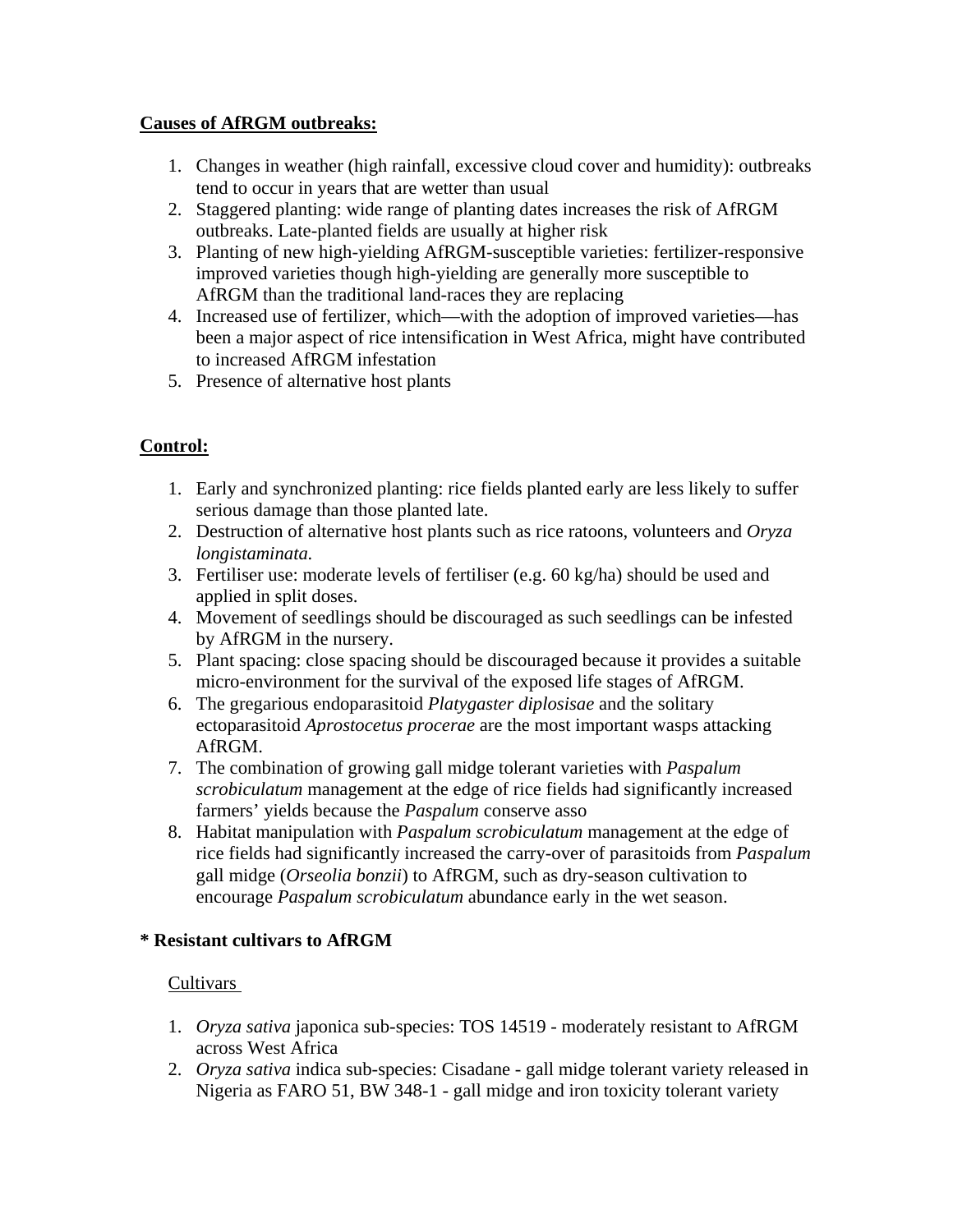**Causes of AfRGM outbreaks:**

1. Changes in weather (high rainfall, excessive cloud cover and humidity): outbreaks tend to occur in years that are wetter than usual
2. Staggered planting: wide range of planting dates increases the risk of AfRGM outbreaks. Late-planted fields are usually at higher risk
3. Planting of new high-yielding AfRGM-susceptible varieties: fertilizer-responsive improved varieties though high-yielding are generally more susceptible to AfRGM than the traditional land-races they are replacing
4. Increased use of fertilizer, which—with the adoption of improved varieties—has been a major aspect of rice intensification in West Africa, might have contributed to increased AfRGM infestation
5. Presence of alternative host plants

**Control:**

1. Early and synchronized planting: rice fields planted early are less likely to suffer serious damage than those planted late.
2. Destruction of alternative host plants such as rice ratoons, volunteers and *Oryza longistaminata.*
3. Fertiliser use: moderate levels of fertiliser (e.g. 60 kg/ha) should be used and applied in split doses.
4. Movement of seedlings should be discouraged as such seedlings can be infested by AfRGM in the nursery.
5. Plant spacing: close spacing should be discouraged because it provides a suitable micro-environment for the survival of the exposed life stages of AfRGM.
6. The gregarious endoparasitoid *Platygaster diplosisae* and the solitary ectoparasitoid *Aprostocetus procerae* are the most important wasps attacking AfRGM.
7. The combination of growing gall midge tolerant varieties with *Paspalum scrobiculatum* management at the edge of rice fields had significantly increased farmers' yields because the *Paspalum* conserve asso
8. Habitat manipulation with *Paspalum scrobiculatum* management at the edge of rice fields had significantly increased the carry-over of parasitoids from *Paspalum* gall midge (*Orseolia bonzii*) to AfRGM, such as dry-season cultivation to encourage *Paspalum scrobiculatum* abundance early in the wet season.

**\* Resistant cultivars to AfRGM**

Cultivars

1. *Oryza sativa* japonica sub-species: TOS 14519 - moderately resistant to AfRGM across West Africa
2. *Oryza sativa* indica sub-species: Cisadane - gall midge tolerant variety released in Nigeria as FARO 51, BW 348-1 - gall midge and iron toxicity tolerant variety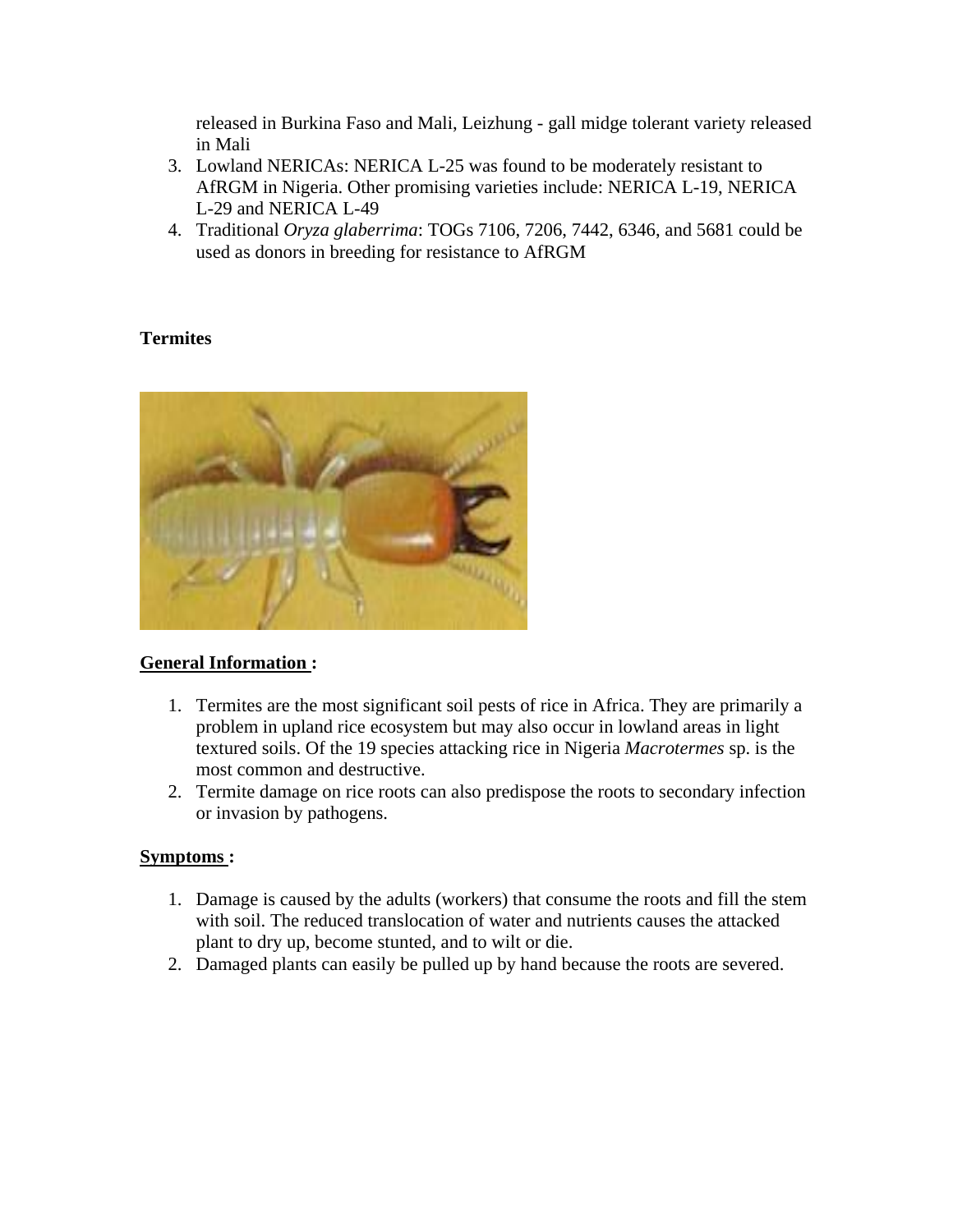released in Burkina Faso and Mali, Leizhung - gall midge tolerant variety released in Mali

3. Lowland NERICAs: NERICA L-25 was found to be moderately resistant to AfRGM in Nigeria. Other promising varieties include: NERICA L-19, NERICA L-29 and NERICA L-49
4. Traditional *Oryza glaberrima*: TOGs 7106, 7206, 7442, 6346, and 5681 could be used as donors in breeding for resistance to AfRGM

**Termites**

**General Information :**

1. Termites are the most significant soil pests of rice in Africa. They are primarily a problem in upland rice ecosystem but may also occur in lowland areas in light textured soils. Of the 19 species attacking rice in Nigeria *Macrotermes* sp. is the most common and destructive.
2. Termite damage on rice roots can also predispose the roots to secondary infection or invasion by pathogens.

**Symptoms :**

1. Damage is caused by the adults (workers) that consume the roots and fill the stem with soil. The reduced translocation of water and nutrients causes the attacked plant to dry up, become stunted, and to wilt or die.
2. Damaged plants can easily be pulled up by hand because the roots are severed.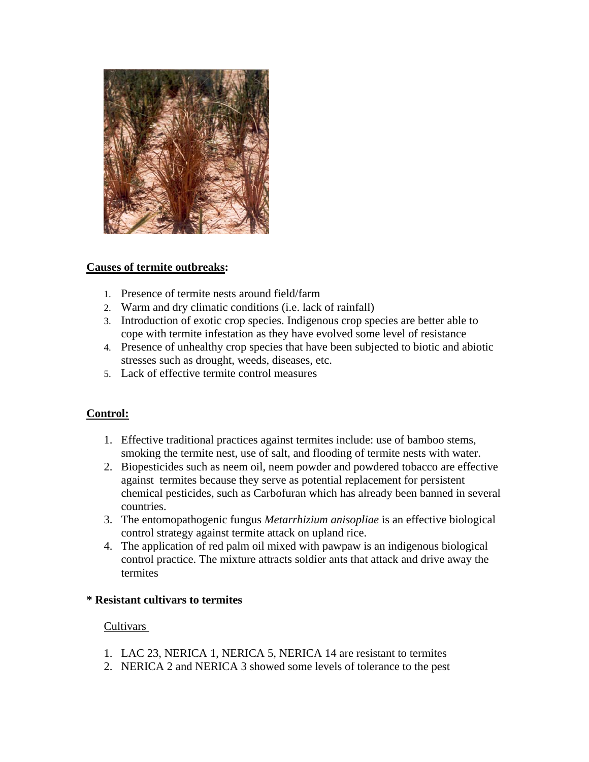**Causes of termite outbreaks:**

1. Presence of termite nests around field/farm
2. Warm and dry climatic conditions (i.e. lack of rainfall)
3. Introduction of exotic crop species. Indigenous crop species are better able to cope with termite infestation as they have evolved some level of resistance
4. Presence of unhealthy crop species that have been subjected to biotic and abiotic stresses such as drought, weeds, diseases, etc.
5. Lack of effective termite control measures

**Control:**

1. Effective traditional practices against termites include: use of bamboo stems, smoking the termite nest, use of salt, and flooding of termite nests with water.
2. Biopesticides such as neem oil, neem powder and powdered tobacco are effective against termites because they serve as potential replacement for persistent chemical pesticides, such as Carbofuran which has already been banned in several countries.
3. The entomopathogenic fungus *Metarrhizium anisopliae* is an effective biological control strategy against termite attack on upland rice.
4. The application of red palm oil mixed with pawpaw is an indigenous biological control practice. The mixture attracts soldier ants that attack and drive away the termites

**\* Resistant cultivars to termites**

Cultivars

1. LAC 23, NERICA 1, NERICA 5, NERICA 14 are resistant to termites
2. NERICA 2 and NERICA 3 showed some levels of tolerance to the pest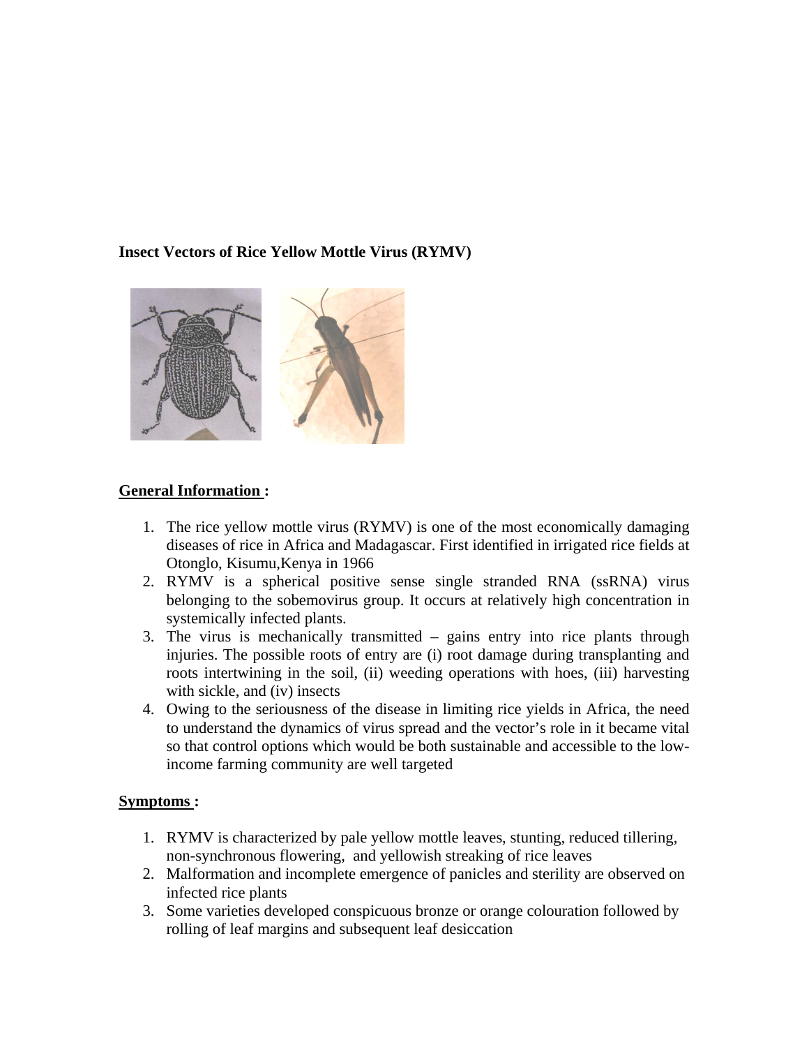**Insect Vectors of Rice Yellow Mottle Virus (RYMV)**

**General Information :**

1. The rice yellow mottle virus (RYMV) is one of the most economically damaging diseases of rice in Africa and Madagascar. First identified in irrigated rice fields at Otonglo, Kisumu,Kenya in 1966
2. RYMV is a spherical positive sense single stranded RNA (ssRNA) virus belonging to the sobemovirus group. It occurs at relatively high concentration in systemically infected plants.
3. The virus is mechanically transmitted – gains entry into rice plants through injuries. The possible roots of entry are (i) root damage during transplanting and roots intertwining in the soil, (ii) weeding operations with hoes, (iii) harvesting with sickle, and (iv) insects
4. Owing to the seriousness of the disease in limiting rice yields in Africa, the need to understand the dynamics of virus spread and the vector's role in it became vital so that control options which would be both sustainable and accessible to the low-income farming community are well targeted

**Symptoms :**

1. RYMV is characterized by pale yellow mottle leaves, stunting, reduced tillering, non-synchronous flowering, and yellowish streaking of rice leaves
2. Malformation and incomplete emergence of panicles and sterility are observed on infected rice plants
3. Some varieties developed conspicuous bronze or orange colouration followed by rolling of leaf margins and subsequent leaf desiccation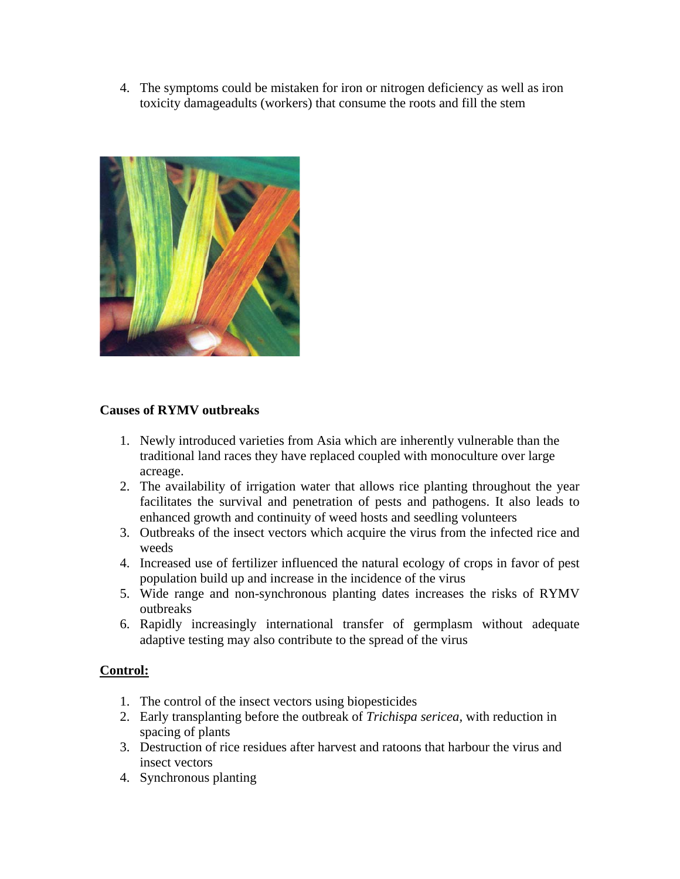4. The symptoms could be mistaken for iron or nitrogen deficiency as well as iron toxicity damageadults (workers) that consume the roots and fill the stem

**Causes of RYMV outbreaks**

1. Newly introduced varieties from Asia which are inherently vulnerable than the traditional land races they have replaced coupled with monoculture over large acreage.
2. The availability of irrigation water that allows rice planting throughout the year facilitates the survival and penetration of pests and pathogens. It also leads to enhanced growth and continuity of weed hosts and seedling volunteers
3. Outbreaks of the insect vectors which acquire the virus from the infected rice and weeds
4. Increased use of fertilizer influenced the natural ecology of crops in favor of pest population build up and increase in the incidence of the virus
5. Wide range and non-synchronous planting dates increases the risks of RYMV outbreaks
6. Rapidly increasingly international transfer of germplasm without adequate adaptive testing may also contribute to the spread of the virus

**Control:**

1. The control of the insect vectors using biopesticides
2. Early transplanting before the outbreak of *Trichispa sericea*, with reduction in spacing of plants
3. Destruction of rice residues after harvest and ratoons that harbour the virus and insect vectors
4. Synchronous planting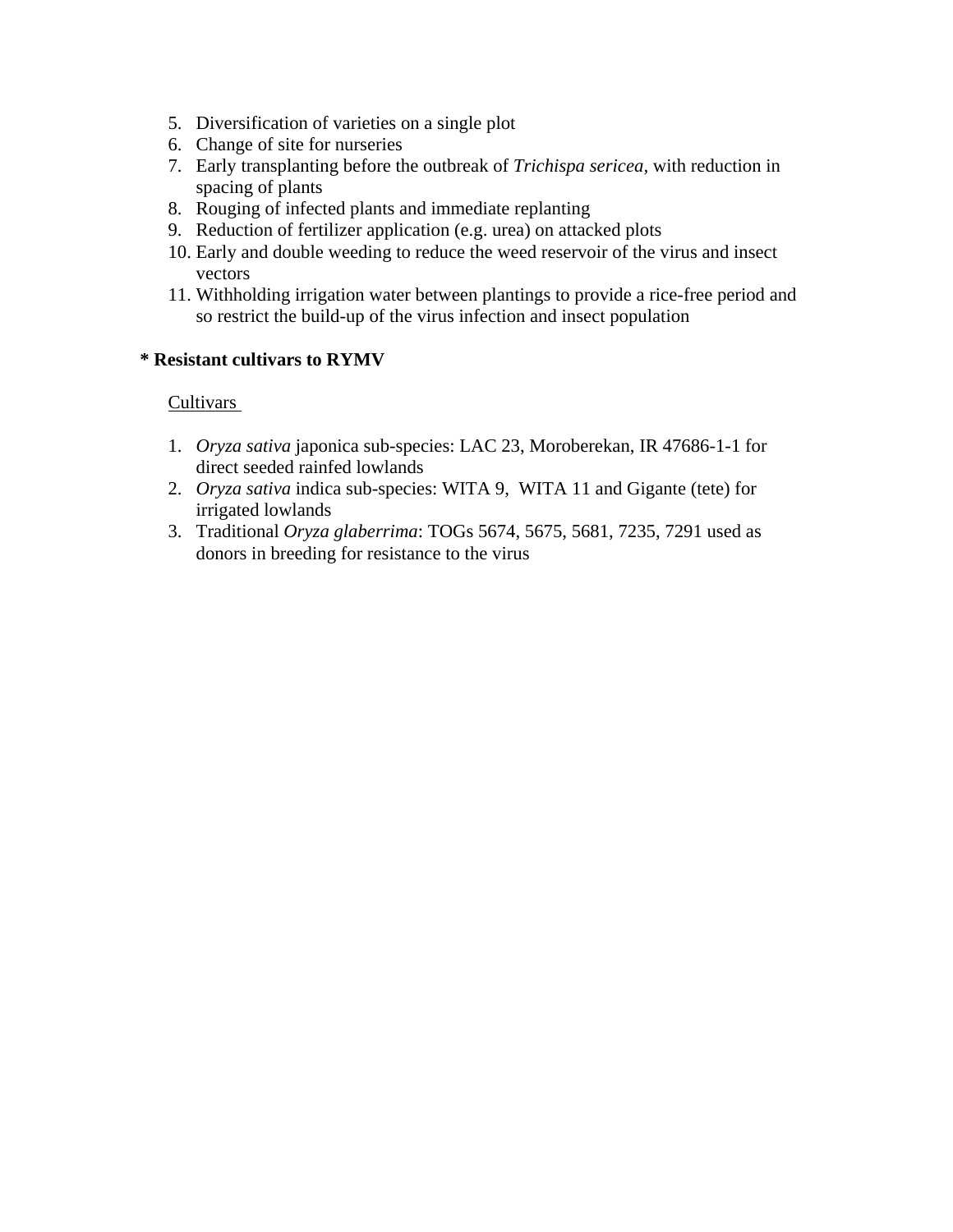5. Diversification of varieties on a single plot
6. Change of site for nurseries
7. Early transplanting before the outbreak of *Trichispa sericea*, with reduction in spacing of plants
8. Rouging of infected plants and immediate replanting
9. Reduction of fertilizer application (e.g. urea) on attacked plots
10. Early and double weeding to reduce the weed reservoir of the virus and insect vectors
11. Withholding irrigation water between plantings to provide a rice-free period and so restrict the build-up of the virus infection and insect population

**\* Resistant cultivars to RYMV**

<u>Cultivars</u>

1. *Oryza sativa* japonica sub-species: LAC 23, Moroberekan, IR 47686-1-1 for direct seeded rainfed lowlands
2. *Oryza sativa* indica sub-species: WITA 9, WITA 11 and Gigante (tete) for irrigated lowlands
3. Traditional *Oryza glaberrima*: TOGs 5674, 5675, 5681, 7235, 7291 used as donors in breeding for resistance to the virus